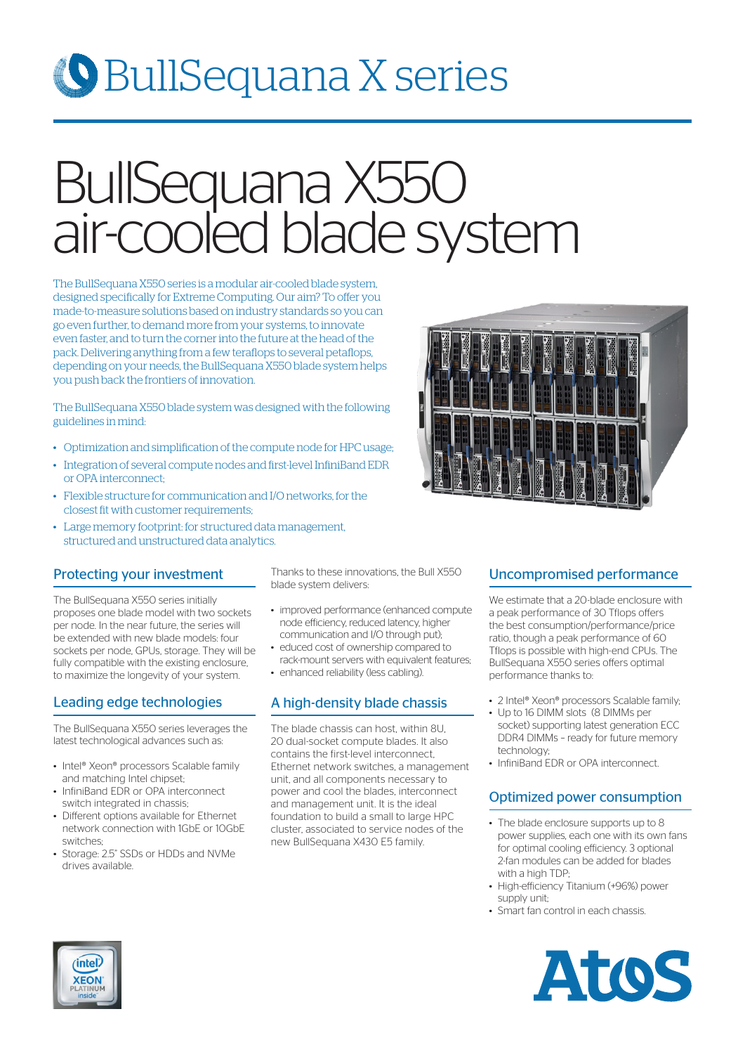# BullSequana X series

# BullSequana X550 air-cooled blade system

The BullSequana X550 series is a modular air-cooled blade system, designed specifically for Extreme Computing. Our aim? To offer you made-to-measure solutions based on industry standards so you can go even further, to demand more from your systems, to innovate even faster, and to turn the corner into the future at the head of the pack. Delivering anything from a few teraflops to several petaflops, depending on your needs, the BullSequana X550 blade system helps you push back the frontiers of innovation.

The BullSequana X550 blade system was designed with the following guidelines in mind:

- Optimization and simplification of the compute node for HPC usage;
- Integration of several compute nodes and first-level InfiniBand EDR or OPA interconnect;
- Flexible structure for communication and I/O networks, for the closest fit with customer requirements;
- Large memory footprint: for structured data management, structured and unstructured data analytics.

## Protecting your investment

The BullSequana X550 series initially proposes one blade model with two sockets per node. In the near future, the series will be extended with new blade models: four sockets per node, GPUs, storage. They will be fully compatible with the existing enclosure, to maximize the longevity of your system.

## Leading edge technologies

The BullSequana X550 series leverages the latest technological advances such as:

- Intel® Xeon® processors Scalable family and matching Intel chipset;
- InfiniBand EDR or OPA interconnect switch integrated in chassis;
- Different options available for Ethernet network connection with 1GbE or 10GbE switches;
- Storage: 2.5" SSDs or HDDs and NVMe drives available.

Thanks to these innovations, the Bull X550 blade system delivers:

- improved performance (enhanced compute node efficiency, reduced latency, higher communication and I/O through put);
- educed cost of ownership compared to rack-mount servers with equivalent features;
- enhanced reliability (less cabling).

## A high-density blade chassis

The blade chassis can host, within 8U, 20 dual-socket compute blades. It also contains the first-level interconnect, Ethernet network switches, a management unit, and all components necessary to power and cool the blades, interconnect and management unit. It is the ideal foundation to build a small to large HPC cluster, associated to service nodes of the new BullSequana X430 E5 family.

## Uncompromised performance

We estimate that a 20-blade enclosure with a peak performance of 30 Tflops offers the best consumption/performance/price ratio, though a peak performance of 60 Tflops is possible with high-end CPUs. The BullSequana X550 series offers optimal performance thanks to:

- 2 Intel® Xeon® processors Scalable family;
- Up to 16 DIMM slots (8 DIMMs per socket) supporting latest generation ECC DDR4 DIMMs – ready for future memory technology;
- InfiniBand EDR or OPA interconnect.

## Optimized power consumption

- The blade enclosure supports up to 8 power supplies, each one with its own fans for optimal cooling efficiency. 3 optional 2-fan modules can be added for blades with a high TDP;
- High-efficiency Titanium (+96%) power supply unit;
- Smart fan control in each chassis.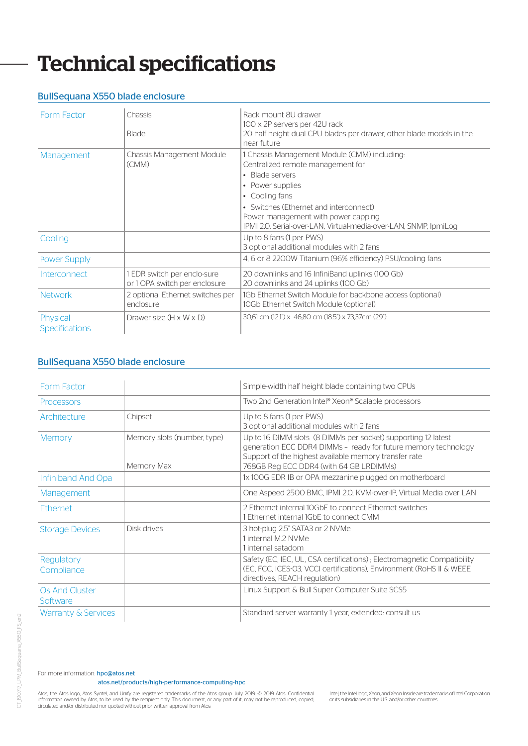# Technical specifications

## BullSequana X550 blade enclosure

| | | |
|---|---|---|
| Form Factor | Chassis<br><br>Blade | Rack mount 8U drawer<br>100 x 2P servers per 42U rack<br>20 half height dual CPU blades per drawer, other blade models in the near future |
| Management | Chassis Management Module (CMM) | 1 Chassis Management Module (CMM) including:<br>Centralized remote management for<br>• Blade servers<br>• Power supplies<br>• Cooling fans<br>• Switches (Ethernet and interconnect)<br>Power management with power capping<br>IPMI 2.0, Serial-over-LAN, Virtual-media-over-LAN, SNMP, IpmiLog |
| Cooling | | Up to 8 fans (1 per PWS)<br>3 optional additional modules with 2 fans |
| Power Supply | | 4, 6 or 8 2200W Titanium (96% efficiency) PSU/cooling fans |
| Interconnect | 1 EDR switch per enclo-sure or 1 OPA switch per enclosure | 20 downlinks and 16 InfiniBand uplinks (100 Gb)<br>20 downlinks and 24 uplinks (100 Gb) |
| Network | 2 optional Ethernet switches per enclosure | 1Gb Ethernet Switch Module for backbone access (optional)<br>10Gb Ethernet Switch Module (optional) |
| Physical Specifications | Drawer size (H x W x D) | 30,61 cm (12.1") x 46,80 cm (18.5") x 73,37cm (29") |

## BullSequana X550 blade enclosure

| | | |
|---|---|---|
| Form Factor | | Simple-width half height blade containing two CPUs |
| Processors | | Two 2nd Generation Intel® Xeon® Scalable processors |
| Architecture | Chipset | Up to 8 fans (1 per PWS)<br>3 optional additional modules with 2 fans |
| Memory | Memory slots (number, type)<br><br>Memory Max | Up to 16 DIMM slots (8 DIMMs per socket) supporting 12 latest generation ECC DDR4 DIMMs – ready for future memory technology<br>Support of the highest available memory transfer rate<br>768GB Reg ECC DDR4 (with 64 GB LRDIMMs) |
| Infiniband And Opa | | 1x 100G EDR IB or OPA mezzanine plugged on motherboard |
| Management | | One Aspeed 2500 BMC, IPMI 2.0, KVM-over-IP, Virtual Media over LAN |
| Ethernet | | 2 Ethernet internal 10GbE to connect Ethernet switches<br>1 Ethernet internal 1GbE to connect CMM |
| Storage Devices | Disk drives | 3 hot-plug 2.5" SATA3 or 2 NVMe<br>1 internal M.2 NVMe<br>1 internal satadom |
| Regulatory Compliance | | Safety (EC, IEC, UL, CSA certifications) ; Electromagnetic Compatibility (EC, FCC, ICES-03, VCCI certifications), Environment (RoHS II & WEEE directives, REACH regulation) |
| Os And Cluster Software | | Linux Support & Bull Super Computer Suite SCS5 |
| Warranty & Services | | Standard server warranty 1 year, extended: consult us |

For more information: hpc@atos.net
atos.net/products/high-performance-computing-hpc

Atos, the Atos logo, Atos Syntel, and Unify are registered trademarks of the Atos group. July 2019. © 2019 Atos. Confidential information owned by Atos, to be used by the recipient only. This document, or any part of it, may not be reproduced, copied, circulated and/or distributed nor quoted without prior written approval from Atos

Intel, the Intel logo, Xeon, and Xeon Inside are trademarks of Intel Corporation or its subsidiaries in the U.S. and/or other countries.

CT_190717_LPM_BullSequana_X550_FS_en2